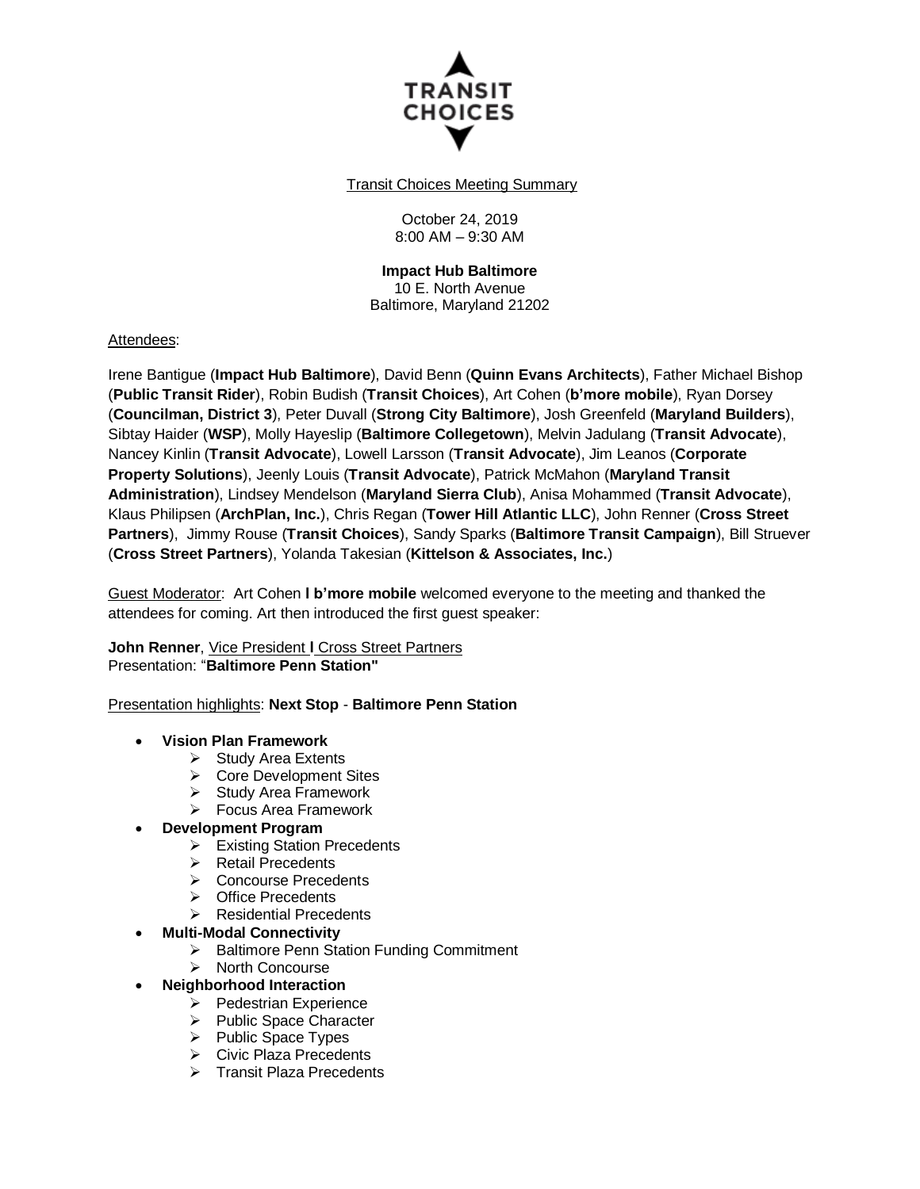TRANSIT CHOICES

Transit Choices Meeting Summary

October 24, 2019
8:00 AM – 9:30 AM

**Impact Hub Baltimore**
10 E. North Avenue
Baltimore, Maryland 21202

Attendees:

Irene Bantigue (**Impact Hub Baltimore**), David Benn (**Quinn Evans Architects**), Father Michael Bishop (**Public Transit Rider**), Robin Budish (**Transit Choices**), Art Cohen (**b'more mobile**), Ryan Dorsey (**Councilman, District 3**), Peter Duvall (**Strong City Baltimore**), Josh Greenfeld (**Maryland Builders**), Sibtay Haider (**WSP**), Molly Hayeslip (**Baltimore Collegetown**), Melvin Jadulang (**Transit Advocate**), Nancey Kinlin (**Transit Advocate**), Lowell Larsson (**Transit Advocate**), Jim Leanos (**Corporate Property Solutions**), Jeenly Louis (**Transit Advocate**), Patrick McMahon (**Maryland Transit Administration**), Lindsey Mendelson (**Maryland Sierra Club**), Anisa Mohammed (**Transit Advocate**), Klaus Philipsen (**ArchPlan, Inc.**), Chris Regan (**Tower Hill Atlantic LLC**), John Renner (**Cross Street Partners**), Jimmy Rouse (**Transit Choices**), Sandy Sparks (**Baltimore Transit Campaign**), Bill Struever (**Cross Street Partners**), Yolanda Takesian (**Kittelson & Associates, Inc.**)

Guest Moderator: Art Cohen **l b'more mobile** welcomed everyone to the meeting and thanked the attendees for coming. Art then introduced the first guest speaker:

**John Renner**, Vice President **l** Cross Street Partners
Presentation: "**Baltimore Penn Station"**

Presentation highlights: **Next Stop** - **Baltimore Penn Station**

- **Vision Plan Framework**
  - Study Area Extents
  - Core Development Sites
  - Study Area Framework
  - Focus Area Framework
- **Development Program**
  - Existing Station Precedents
  - Retail Precedents
  - Concourse Precedents
  - Office Precedents
  - Residential Precedents
- **Multi-Modal Connectivity**
  - Baltimore Penn Station Funding Commitment
  - North Concourse
- **Neighborhood Interaction**
  - Pedestrian Experience
  - Public Space Character
  - Public Space Types
  - Civic Plaza Precedents
  - Transit Plaza Precedents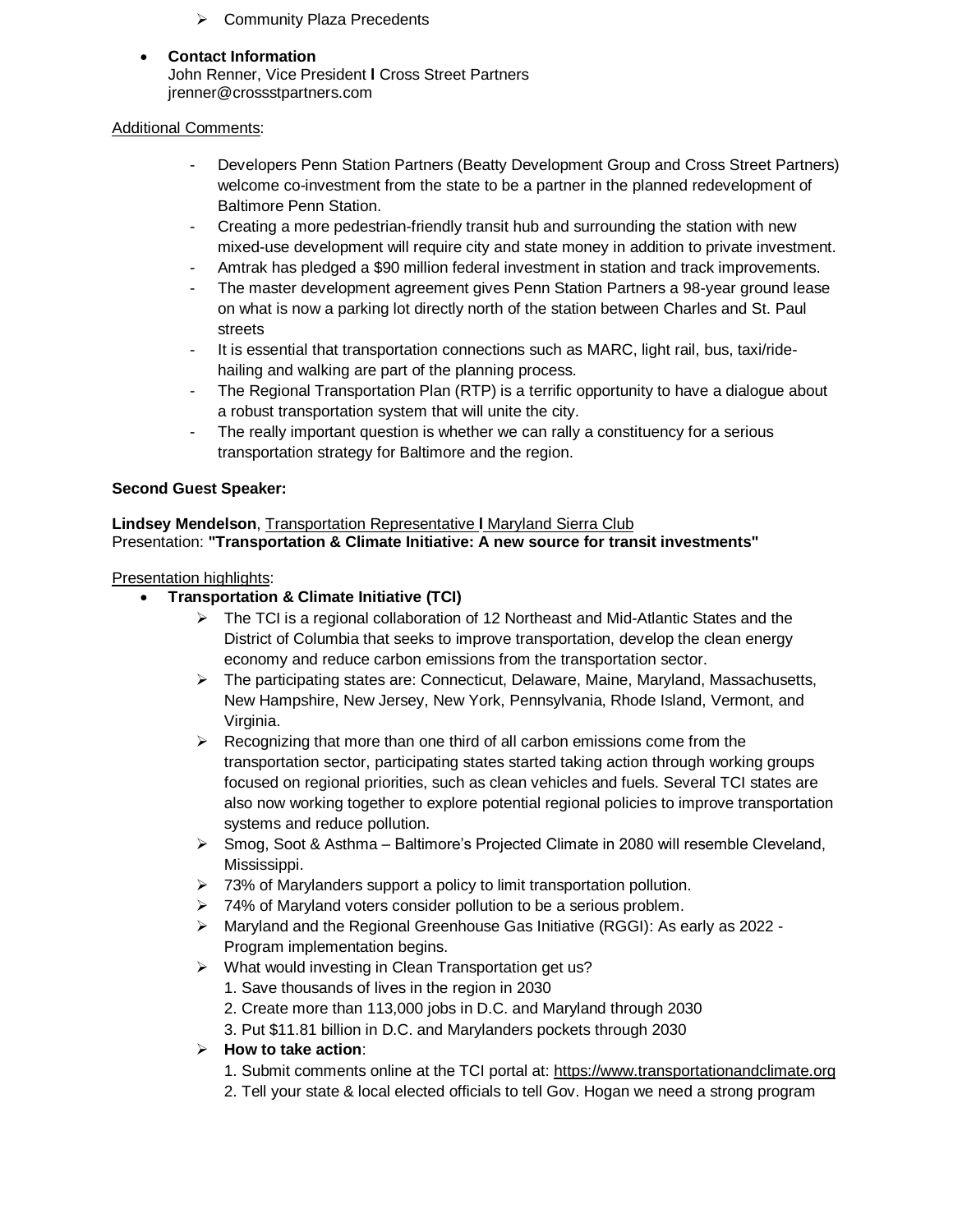- Community Plaza Precedents

- **Contact Information**
  John Renner, Vice President I Cross Street Partners
  jrenner@crossstpartners.com

Additional Comments:

- Developers Penn Station Partners (Beatty Development Group and Cross Street Partners) welcome co-investment from the state to be a partner in the planned redevelopment of Baltimore Penn Station.
- Creating a more pedestrian-friendly transit hub and surrounding the station with new mixed-use development will require city and state money in addition to private investment.
- Amtrak has pledged a $90 million federal investment in station and track improvements.
- The master development agreement gives Penn Station Partners a 98-year ground lease on what is now a parking lot directly north of the station between Charles and St. Paul streets
- It is essential that transportation connections such as MARC, light rail, bus, taxi/ride-hailing and walking are part of the planning process.
- The Regional Transportation Plan (RTP) is a terrific opportunity to have a dialogue about a robust transportation system that will unite the city.
- The really important question is whether we can rally a constituency for a serious transportation strategy for Baltimore and the region.

**Second Guest Speaker:**

**Lindsey Mendelson**, Transportation Representative I Maryland Sierra Club
Presentation: **"Transportation & Climate Initiative: A new source for transit investments"**

Presentation highlights:

- **Transportation & Climate Initiative (TCI)**
  - The TCI is a regional collaboration of 12 Northeast and Mid-Atlantic States and the District of Columbia that seeks to improve transportation, develop the clean energy economy and reduce carbon emissions from the transportation sector.
  - The participating states are: Connecticut, Delaware, Maine, Maryland, Massachusetts, New Hampshire, New Jersey, New York, Pennsylvania, Rhode Island, Vermont, and Virginia.
  - Recognizing that more than one third of all carbon emissions come from the transportation sector, participating states started taking action through working groups focused on regional priorities, such as clean vehicles and fuels. Several TCI states are also now working together to explore potential regional policies to improve transportation systems and reduce pollution.
  - Smog, Soot & Asthma – Baltimore's Projected Climate in 2080 will resemble Cleveland, Mississippi.
  - 73% of Marylanders support a policy to limit transportation pollution.
  - 74% of Maryland voters consider pollution to be a serious problem.
  - Maryland and the Regional Greenhouse Gas Initiative (RGGI): As early as 2022 - Program implementation begins.
  - What would investing in Clean Transportation get us?
    1. Save thousands of lives in the region in 2030
    2. Create more than 113,000 jobs in D.C. and Maryland through 2030
    3. Put $11.81 billion in D.C. and Marylanders pockets through 2030
  - **How to take action**:
    1. Submit comments online at the TCI portal at: https://www.transportationandclimate.org
    2. Tell your state & local elected officials to tell Gov. Hogan we need a strong program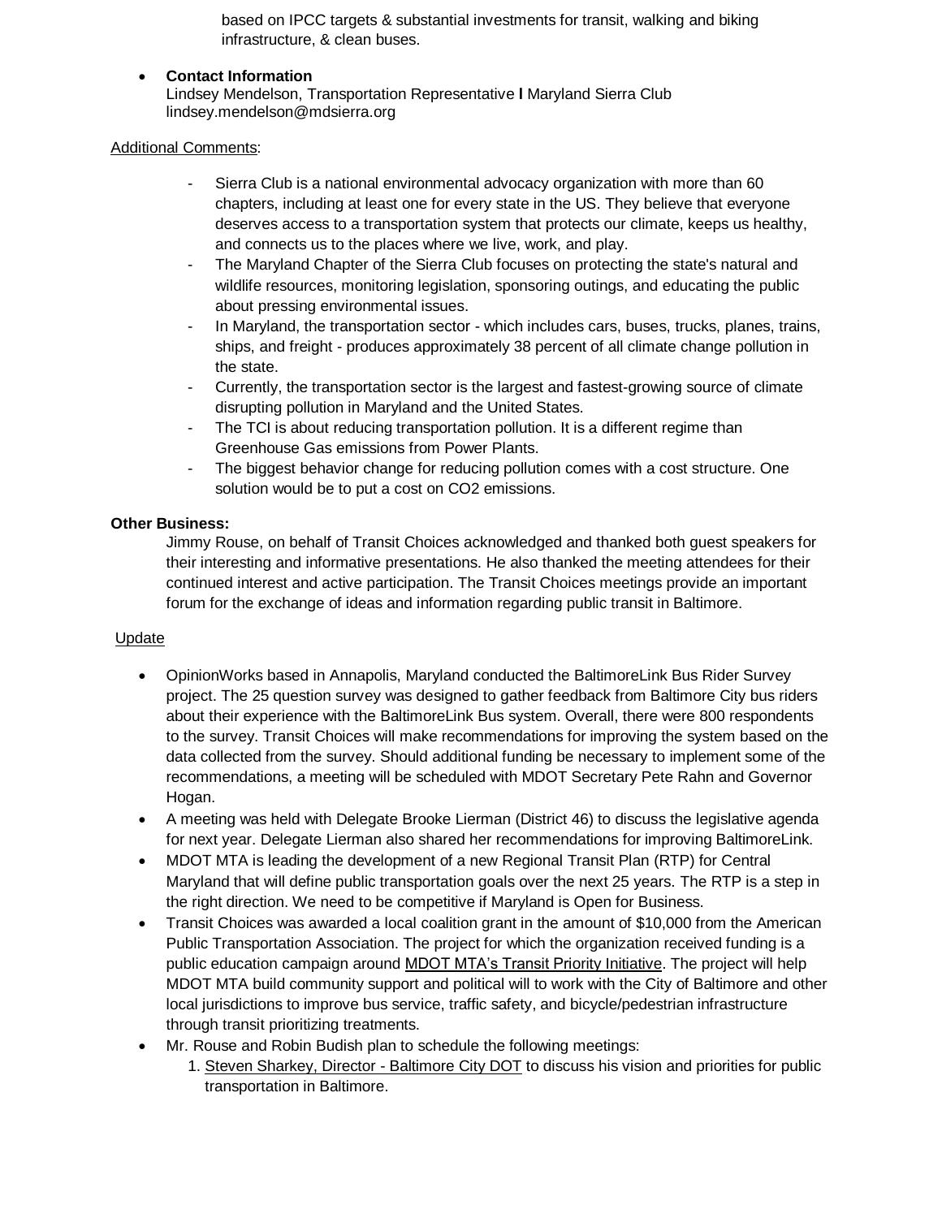based on IPCC targets & substantial investments for transit, walking and biking infrastructure, & clean buses.

- **Contact Information**
  Lindsey Mendelson, Transportation Representative I Maryland Sierra Club
  lindsey.mendelson@mdsierra.org

Additional Comments:

- Sierra Club is a national environmental advocacy organization with more than 60 chapters, including at least one for every state in the US. They believe that everyone deserves access to a transportation system that protects our climate, keeps us healthy, and connects us to the places where we live, work, and play.
- The Maryland Chapter of the Sierra Club focuses on protecting the state's natural and wildlife resources, monitoring legislation, sponsoring outings, and educating the public about pressing environmental issues.
- In Maryland, the transportation sector - which includes cars, buses, trucks, planes, trains, ships, and freight - produces approximately 38 percent of all climate change pollution in the state.
- Currently, the transportation sector is the largest and fastest-growing source of climate disrupting pollution in Maryland and the United States.
- The TCI is about reducing transportation pollution. It is a different regime than Greenhouse Gas emissions from Power Plants.
- The biggest behavior change for reducing pollution comes with a cost structure. One solution would be to put a cost on $CO_2$ emissions.

**Other Business:**

Jimmy Rouse, on behalf of Transit Choices acknowledged and thanked both guest speakers for their interesting and informative presentations. He also thanked the meeting attendees for their continued interest and active participation. The Transit Choices meetings provide an important forum for the exchange of ideas and information regarding public transit in Baltimore.

Update

- OpinionWorks based in Annapolis, Maryland conducted the BaltimoreLink Bus Rider Survey project. The 25 question survey was designed to gather feedback from Baltimore City bus riders about their experience with the BaltimoreLink Bus system. Overall, there were 800 respondents to the survey. Transit Choices will make recommendations for improving the system based on the data collected from the survey. Should additional funding be necessary to implement some of the recommendations, a meeting will be scheduled with MDOT Secretary Pete Rahn and Governor Hogan.
- A meeting was held with Delegate Brooke Lierman (District 46) to discuss the legislative agenda for next year. Delegate Lierman also shared her recommendations for improving BaltimoreLink.
- MDOT MTA is leading the development of a new Regional Transit Plan (RTP) for Central Maryland that will define public transportation goals over the next 25 years. The RTP is a step in the right direction. We need to be competitive if Maryland is Open for Business.
- Transit Choices was awarded a local coalition grant in the amount of $10,000 from the American Public Transportation Association. The project for which the organization received funding is a public education campaign around MDOT MTA's Transit Priority Initiative. The project will help MDOT MTA build community support and political will to work with the City of Baltimore and other local jurisdictions to improve bus service, traffic safety, and bicycle/pedestrian infrastructure through transit prioritizing treatments.
- Mr. Rouse and Robin Budish plan to schedule the following meetings:
  1. Steven Sharkey, Director - Baltimore City DOT to discuss his vision and priorities for public transportation in Baltimore.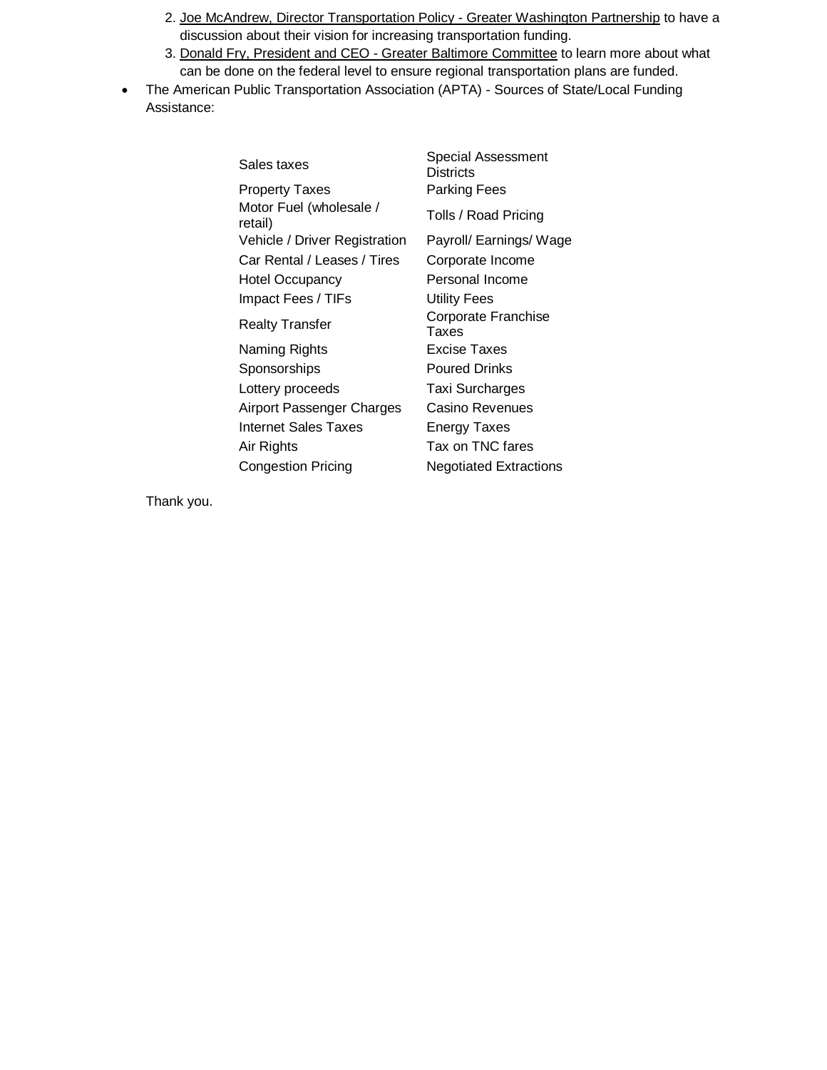2. Joe McAndrew, Director Transportation Policy - Greater Washington Partnership to have a discussion about their vision for increasing transportation funding.
3. Donald Fry, President and CEO - Greater Baltimore Committee to learn more about what can be done on the federal level to ensure regional transportation plans are funded.

- The American Public Transportation Association (APTA) - Sources of State/Local Funding Assistance:

| | |
|---|---|
| Sales taxes | Special Assessment Districts |
| Property Taxes | Parking Fees |
| Motor Fuel (wholesale / retail) | Tolls / Road Pricing |
| Vehicle / Driver Registration | Payroll/ Earnings/ Wage |
| Car Rental / Leases / Tires | Corporate Income |
| Hotel Occupancy | Personal Income |
| Impact Fees / TIFs | Utility Fees |
| Realty Transfer | Corporate Franchise Taxes |
| Naming Rights | Excise Taxes |
| Sponsorships | Poured Drinks |
| Lottery proceeds | Taxi Surcharges |
| Airport Passenger Charges | Casino Revenues |
| Internet Sales Taxes | Energy Taxes |
| Air Rights | Tax on TNC fares |
| Congestion Pricing | Negotiated Extractions |

Thank you.